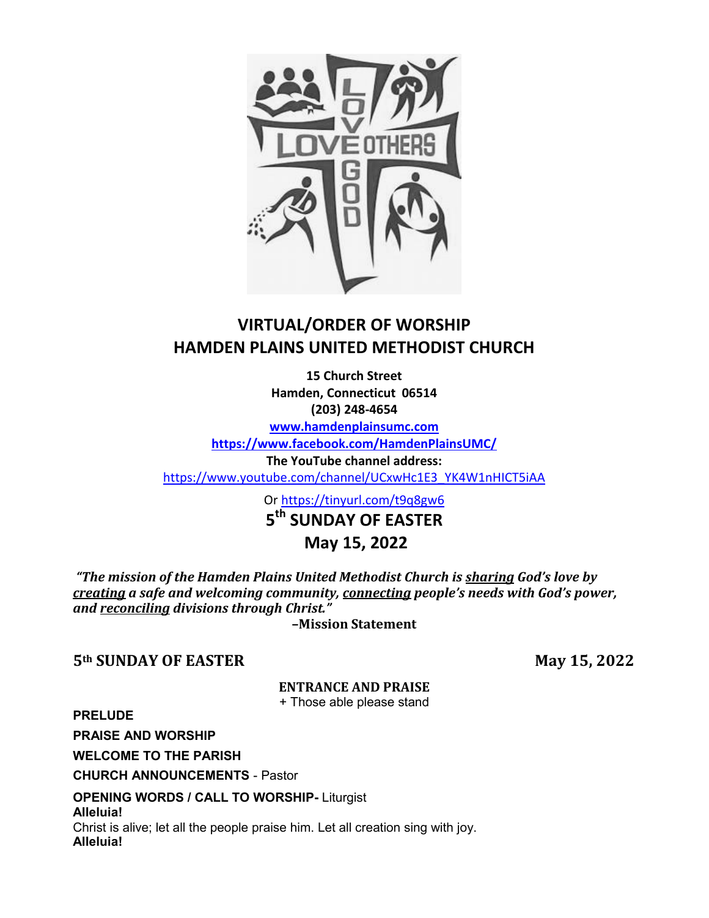# VIRTUAL/ORDER OF WORSHIP
# HAMDEN PLAINS UNITED METHODIST CHURCH

**15 Church Street**
**Hamden, Connecticut 06514**
**(203) 248-4654**
**www.hamdenplainsumc.com**
**https://www.facebook.com/HamdenPlainsUMC/**
**The YouTube channel address:**
https://www.youtube.com/channel/UCxwHc1E3_YK4W1nHICT5iAA

Or https://tinyurl.com/t9q8gw6

## 5th SUNDAY OF EASTER
## May 15, 2022

***"The mission of the Hamden Plains United Methodist Church is <u>sharing</u> God's love by <u>creating</u> a safe and welcoming community, <u>connecting</u> people's needs with God's power, and <u>reconciling</u> divisions through Christ."***

**–Mission Statement**

**5th SUNDAY OF EASTER** **May 15, 2022**

**ENTRANCE AND PRAISE**
\+ Those able please stand

**PRELUDE**

**PRAISE AND WORSHIP**

**WELCOME TO THE PARISH**

**CHURCH ANNOUNCEMENTS** - Pastor

**OPENING WORDS / CALL TO WORSHIP-** Liturgist
**Alleluia!**
Christ is alive; let all the people praise him. Let all creation sing with joy.
**Alleluia!**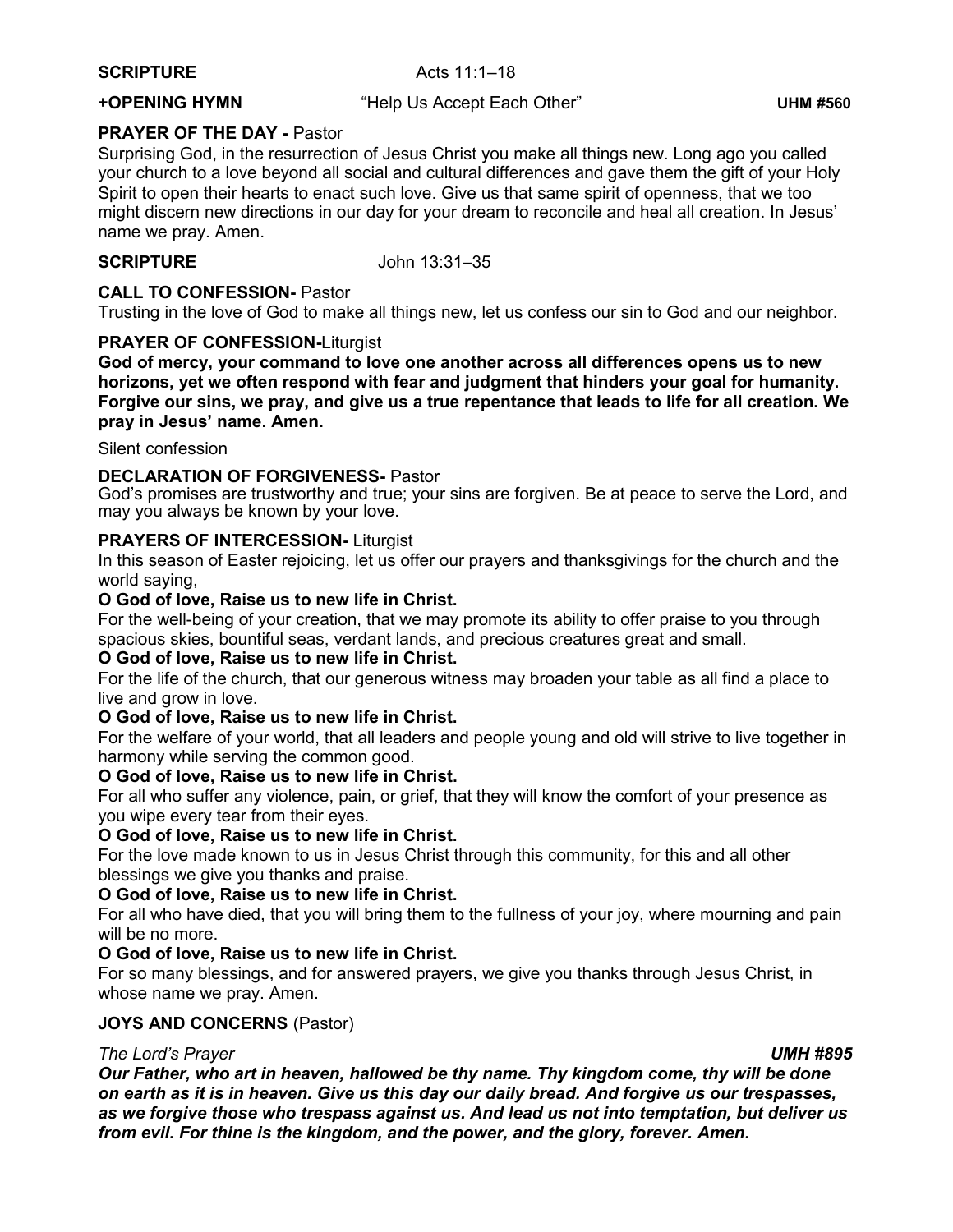**SCRIPTURE** Acts 11:1–18

**+OPENING HYMN** "Help Us Accept Each Other" **UHM #560**

**PRAYER OF THE DAY -** Pastor

Surprising God, in the resurrection of Jesus Christ you make all things new. Long ago you called your church to a love beyond all social and cultural differences and gave them the gift of your Holy Spirit to open their hearts to enact such love. Give us that same spirit of openness, that we too might discern new directions in our day for your dream to reconcile and heal all creation. In Jesus' name we pray. Amen.

**SCRIPTURE** John 13:31–35

**CALL TO CONFESSION-** Pastor

Trusting in the love of God to make all things new, let us confess our sin to God and our neighbor.

**PRAYER OF CONFESSION-**Liturgist

**God of mercy, your command to love one another across all differences opens us to new horizons, yet we often respond with fear and judgment that hinders your goal for humanity. Forgive our sins, we pray, and give us a true repentance that leads to life for all creation. We pray in Jesus' name. Amen.**

Silent confession

**DECLARATION OF FORGIVENESS-** Pastor

God's promises are trustworthy and true; your sins are forgiven. Be at peace to serve the Lord, and may you always be known by your love.

**PRAYERS OF INTERCESSION-** Liturgist

In this season of Easter rejoicing, let us offer our prayers and thanksgivings for the church and the world saying,

**O God of love, Raise us to new life in Christ.**

For the well-being of your creation, that we may promote its ability to offer praise to you through spacious skies, bountiful seas, verdant lands, and precious creatures great and small.

**O God of love, Raise us to new life in Christ.**

For the life of the church, that our generous witness may broaden your table as all find a place to live and grow in love.

**O God of love, Raise us to new life in Christ.**

For the welfare of your world, that all leaders and people young and old will strive to live together in harmony while serving the common good.

**O God of love, Raise us to new life in Christ.**

For all who suffer any violence, pain, or grief, that they will know the comfort of your presence as you wipe every tear from their eyes.

**O God of love, Raise us to new life in Christ.**

For the love made known to us in Jesus Christ through this community, for this and all other blessings we give you thanks and praise.

**O God of love, Raise us to new life in Christ.**

For all who have died, that you will bring them to the fullness of your joy, where mourning and pain will be no more.

**O God of love, Raise us to new life in Christ.**

For so many blessings, and for answered prayers, we give you thanks through Jesus Christ, in whose name we pray. Amen.

**JOYS AND CONCERNS** (Pastor)

*The Lord's Prayer* ***UMH #895***

***Our Father, who art in heaven, hallowed be thy name. Thy kingdom come, thy will be done on earth as it is in heaven. Give us this day our daily bread. And forgive us our trespasses, as we forgive those who trespass against us. And lead us not into temptation, but deliver us from evil. For thine is the kingdom, and the power, and the glory, forever. Amen.***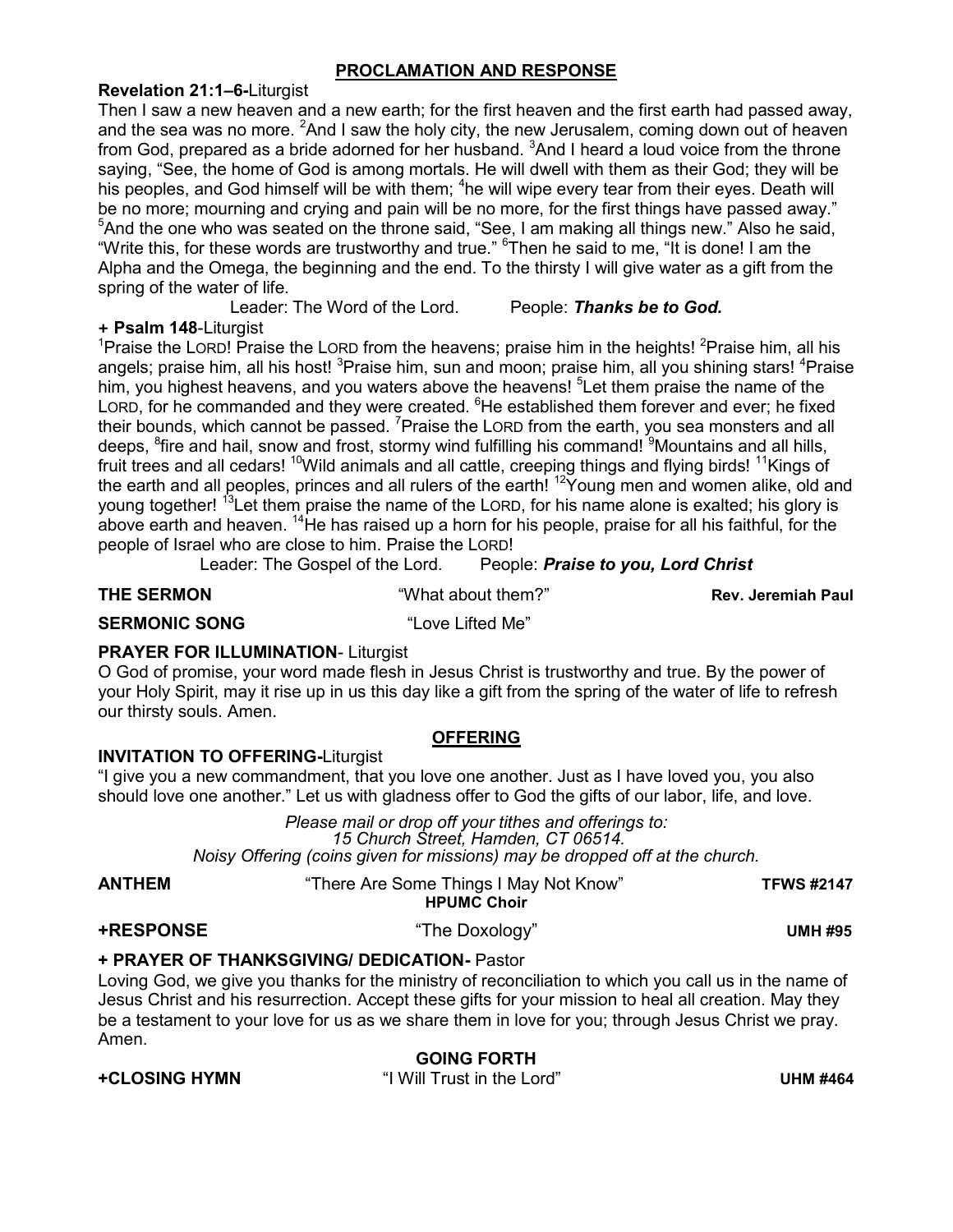## PROCLAMATION AND RESPONSE

**Revelation 21:1–6-**Liturgist

Then I saw a new heaven and a new earth; for the first heaven and the first earth had passed away, and the sea was no more. [2]And I saw the holy city, the new Jerusalem, coming down out of heaven from God, prepared as a bride adorned for her husband. [3]And I heard a loud voice from the throne saying, "See, the home of God is among mortals. He will dwell with them as their God; they will be his peoples, and God himself will be with them; [4]he will wipe every tear from their eyes. Death will be no more; mourning and crying and pain will be no more, for the first things have passed away." [5]And the one who was seated on the throne said, "See, I am making all things new." Also he said, "Write this, for these words are trustworthy and true." [6]Then he said to me, "It is done! I am the Alpha and the Omega, the beginning and the end. To the thirsty I will give water as a gift from the spring of the water of life.

Leader: The Word of the Lord. People: ***Thanks be to God.***

**+ Psalm 148**-Liturgist

[1]Praise the LORD! Praise the LORD from the heavens; praise him in the heights! [2]Praise him, all his angels; praise him, all his host! [3]Praise him, sun and moon; praise him, all you shining stars! [4]Praise him, you highest heavens, and you waters above the heavens! [5]Let them praise the name of the LORD, for he commanded and they were created. [6]He established them forever and ever; he fixed their bounds, which cannot be passed. [7]Praise the LORD from the earth, you sea monsters and all deeps, [8]fire and hail, snow and frost, stormy wind fulfilling his command! [9]Mountains and all hills, fruit trees and all cedars! [10]Wild animals and all cattle, creeping things and flying birds! [11]Kings of the earth and all peoples, princes and all rulers of the earth! [12]Young men and women alike, old and young together! [13]Let them praise the name of the LORD, for his name alone is exalted; his glory is above earth and heaven. [14]He has raised up a horn for his people, praise for all his faithful, for the people of Israel who are close to him. Praise the LORD!

Leader: The Gospel of the Lord. People: ***Praise to you, Lord Christ***

**THE SERMON** "What about them?" **Rev. Jeremiah Paul**

**SERMONIC SONG** "Love Lifted Me"

**PRAYER FOR ILLUMINATION**- Liturgist

O God of promise, your word made flesh in Jesus Christ is trustworthy and true. By the power of your Holy Spirit, may it rise up in us this day like a gift from the spring of the water of life to refresh our thirsty souls. Amen.

## OFFERING

**INVITATION TO OFFERING-**Liturgist

"I give you a new commandment, that you love one another. Just as I have loved you, you also should love one another." Let us with gladness offer to God the gifts of our labor, life, and love.

*Please mail or drop off your tithes and offerings to:*
*15 Church Street, Hamden, CT 06514.*
*Noisy Offering (coins given for missions) may be dropped off at the church.*

**ANTHEM** "There Are Some Things I May Not Know" **TFWS #2147**
**HPUMC Choir**

**+RESPONSE** "The Doxology" **UMH #95**

**+ PRAYER OF THANKSGIVING/ DEDICATION-** Pastor

Loving God, we give you thanks for the ministry of reconciliation to which you call us in the name of Jesus Christ and his resurrection. Accept these gifts for your mission to heal all creation. May they be a testament to your love for us as we share them in love for you; through Jesus Christ we pray. Amen.

## GOING FORTH

**+CLOSING HYMN** "I Will Trust in the Lord" **UHM #464**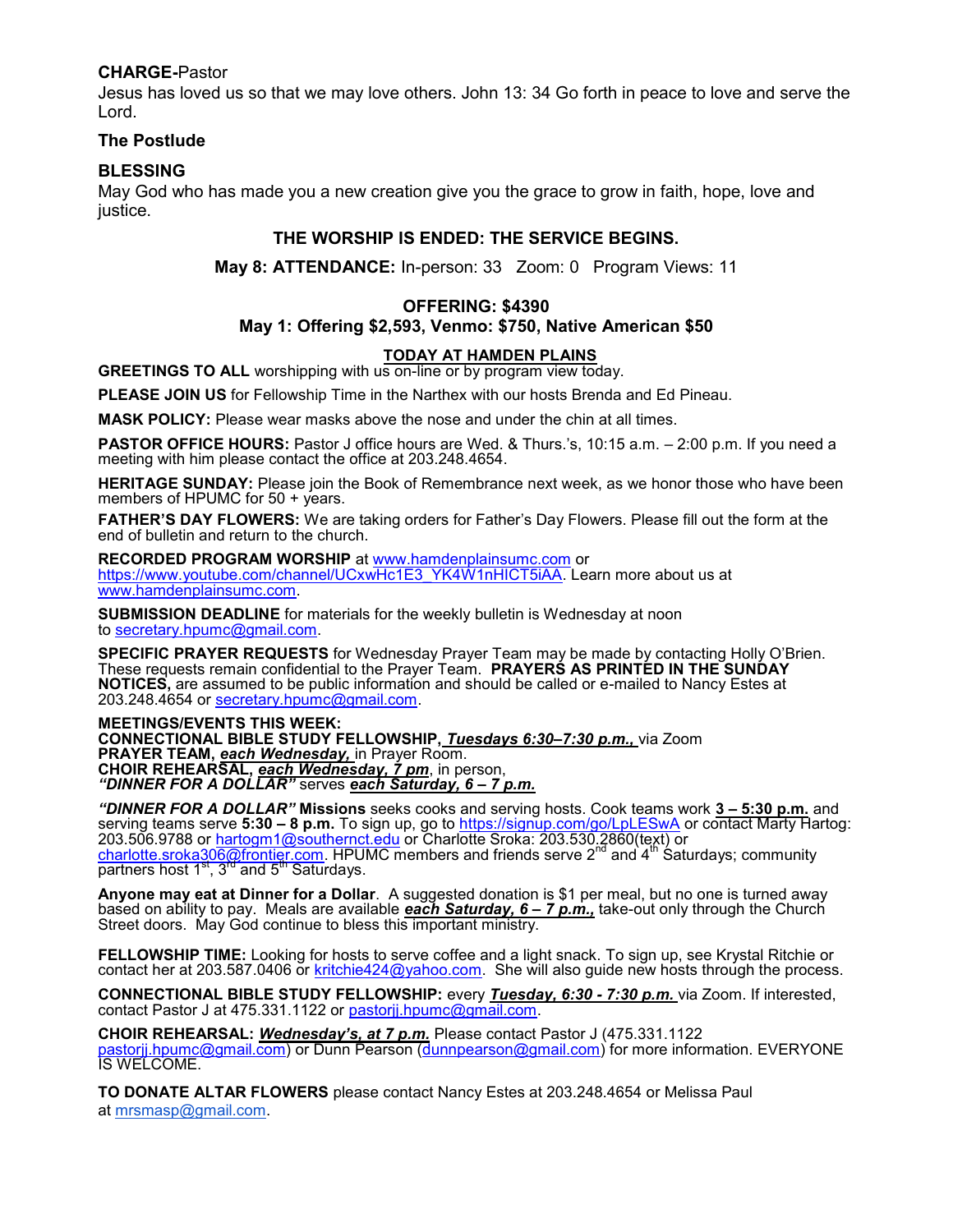**CHARGE-**Pastor

Jesus has loved us so that we may love others. John 13: 34 Go forth in peace to love and serve the Lord.

**The Postlude**

**BLESSING**

May God who has made you a new creation give you the grace to grow in faith, hope, love and justice.

**THE WORSHIP IS ENDED: THE SERVICE BEGINS.**

**May 8: ATTENDANCE:** In-person: 33 Zoom: 0 Program Views: 11

**OFFERING: $4390**

**May 1: Offering $2,593, Venmo: $750, Native American $50**

**TODAY AT HAMDEN PLAINS**

**GREETINGS TO ALL** worshipping with us on-line or by program view today.

**PLEASE JOIN US** for Fellowship Time in the Narthex with our hosts Brenda and Ed Pineau.

**MASK POLICY:** Please wear masks above the nose and under the chin at all times.

**PASTOR OFFICE HOURS:** Pastor J office hours are Wed. & Thurs.'s, 10:15 a.m. – 2:00 p.m. If you need a meeting with him please contact the office at 203.248.4654.

**HERITAGE SUNDAY:** Please join the Book of Remembrance next week, as we honor those who have been members of HPUMC for 50 + years.

**FATHER'S DAY FLOWERS:** We are taking orders for Father's Day Flowers. Please fill out the form at the end of bulletin and return to the church.

**RECORDED PROGRAM WORSHIP** at www.hamdenplainsumc.com or https://www.youtube.com/channel/UCxwHc1E3_YK4W1nHICT5iAA. Learn more about us at www.hamdenplainsumc.com.

**SUBMISSION DEADLINE** for materials for the weekly bulletin is Wednesday at noon to secretary.hpumc@gmail.com.

**SPECIFIC PRAYER REQUESTS** for Wednesday Prayer Team may be made by contacting Holly O'Brien. These requests remain confidential to the Prayer Team. **PRAYERS AS PRINTED IN THE SUNDAY NOTICES,** are assumed to be public information and should be called or e-mailed to Nancy Estes at 203.248.4654 or secretary.hpumc@gmail.com.

**MEETINGS/EVENTS THIS WEEK:**
**CONNECTIONAL BIBLE STUDY FELLOWSHIP, _Tuesdays 6:30–7:30 p.m.,_** via Zoom
**PRAYER TEAM, _each Wednesday,_** in Prayer Room.
**CHOIR REHEARSAL, _each Wednesday, 7 pm_**, in person,
***"DINNER FOR A DOLLAR"*** serves ***each Saturday, 6 – 7 p.m.***

***"DINNER FOR A DOLLAR"* Missions** seeks cooks and serving hosts. Cook teams work **3 – 5:30 p.m.** and serving teams serve **5:30 – 8 p.m.** To sign up, go to https://signup.com/go/LpLESwA or contact Marty Hartog: 203.506.9788 or hartogm1@southernct.edu or Charlotte Sroka: 203.530.2860(text) or charlotte.sroka306@frontier.com. HPUMC members and friends serve 2nd and 4th Saturdays; community partners host 1st, 3rd and 5th Saturdays.

**Anyone may eat at Dinner for a Dollar**. A suggested donation is $1 per meal, but no one is turned away based on ability to pay. Meals are available ***each Saturday, 6 – 7 p.m.,*** take-out only through the Church Street doors. May God continue to bless this important ministry.

**FELLOWSHIP TIME:** Looking for hosts to serve coffee and a light snack. To sign up, see Krystal Ritchie or contact her at 203.587.0406 or kritchie424@yahoo.com. She will also guide new hosts through the process.

**CONNECTIONAL BIBLE STUDY FELLOWSHIP:** every ***Tuesday, 6:30 - 7:30 p.m.*** via Zoom. If interested, contact Pastor J at 475.331.1122 or pastorjj.hpumc@gmail.com.

**CHOIR REHEARSAL: *Wednesday's, at 7 p.m.*** Please contact Pastor J (475.331.1122 pastorjj.hpumc@gmail.com) or Dunn Pearson (dunnpearson@gmail.com) for more information. EVERYONE IS WELCOME.

**TO DONATE ALTAR FLOWERS** please contact Nancy Estes at 203.248.4654 or Melissa Paul at mrsmasp@gmail.com.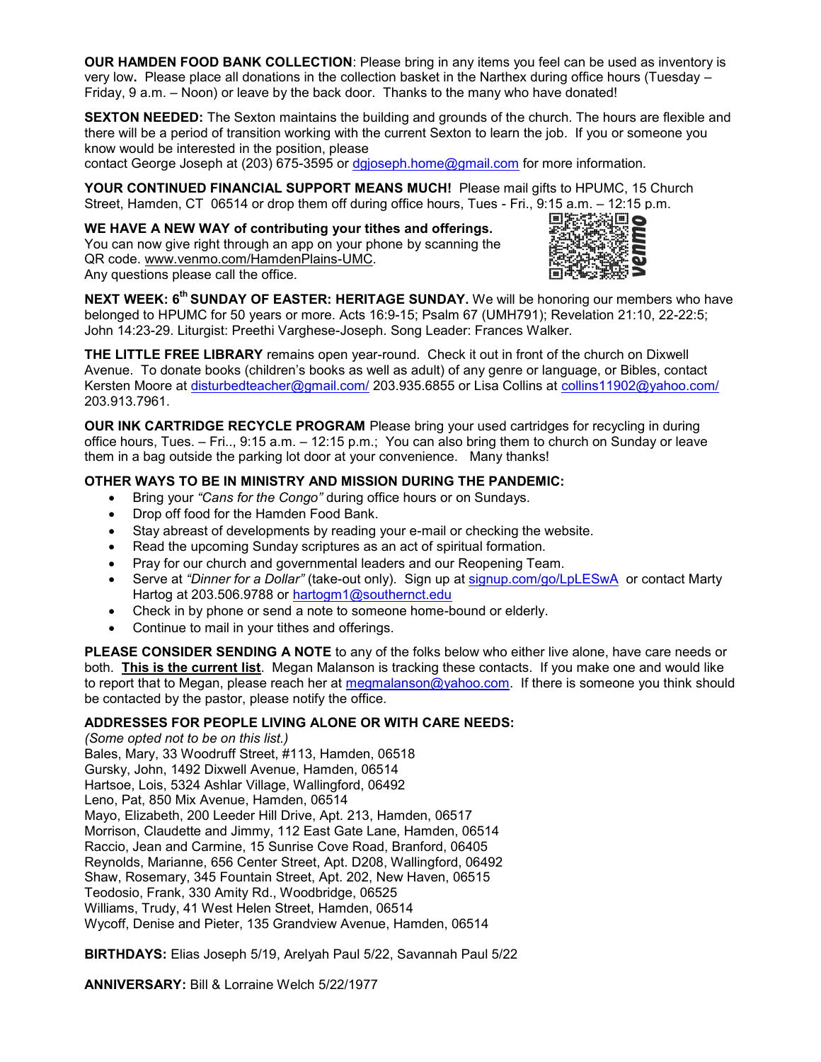**OUR HAMDEN FOOD BANK COLLECTION**: Please bring in any items you feel can be used as inventory is very low**.** Please place all donations in the collection basket in the Narthex during office hours (Tuesday – Friday, 9 a.m. – Noon) or leave by the back door. Thanks to the many who have donated!

**SEXTON NEEDED:** The Sexton maintains the building and grounds of the church. The hours are flexible and there will be a period of transition working with the current Sexton to learn the job. If you or someone you know would be interested in the position, please contact George Joseph at (203) 675-3595 or dgjoseph.home@gmail.com for more information.

**YOUR CONTINUED FINANCIAL SUPPORT MEANS MUCH!** Please mail gifts to HPUMC, 15 Church Street, Hamden, CT 06514 or drop them off during office hours, Tues - Fri., 9:15 a.m. – 12:15 p.m.

**WE HAVE A NEW WAY of contributing your tithes and offerings.** You can now give right through an app on your phone by scanning the QR code. www.venmo.com/HamdenPlains-UMC. Any questions please call the office.

**NEXT WEEK: 6th SUNDAY OF EASTER: HERITAGE SUNDAY.** We will be honoring our members who have belonged to HPUMC for 50 years or more. Acts 16:9-15; Psalm 67 (UMH791); Revelation 21:10, 22-22:5; John 14:23-29. Liturgist: Preethi Varghese-Joseph. Song Leader: Frances Walker.

**THE LITTLE FREE LIBRARY** remains open year-round. Check it out in front of the church on Dixwell Avenue. To donate books (children's books as well as adult) of any genre or language, or Bibles, contact Kersten Moore at disturbedteacher@gmail.com/ 203.935.6855 or Lisa Collins at collins11902@yahoo.com/ 203.913.7961.

**OUR INK CARTRIDGE RECYCLE PROGRAM** Please bring your used cartridges for recycling in during office hours, Tues. – Fri.., 9:15 a.m. – 12:15 p.m.; You can also bring them to church on Sunday or leave them in a bag outside the parking lot door at your convenience. Many thanks!

**OTHER WAYS TO BE IN MINISTRY AND MISSION DURING THE PANDEMIC:**

- Bring your *"Cans for the Congo"* during office hours or on Sundays.
- Drop off food for the Hamden Food Bank.
- Stay abreast of developments by reading your e-mail or checking the website.
- Read the upcoming Sunday scriptures as an act of spiritual formation.
- Pray for our church and governmental leaders and our Reopening Team.
- Serve at *"Dinner for a Dollar"* (take-out only). Sign up at signup.com/go/LpLESwA or contact Marty Hartog at 203.506.9788 or hartogm1@southernct.edu
- Check in by phone or send a note to someone home-bound or elderly.
- Continue to mail in your tithes and offerings.

**PLEASE CONSIDER SENDING A NOTE** to any of the folks below who either live alone, have care needs or both. **This is the current list**. Megan Malanson is tracking these contacts. If you make one and would like to report that to Megan, please reach her at megmalanson@yahoo.com. If there is someone you think should be contacted by the pastor, please notify the office.

**ADDRESSES FOR PEOPLE LIVING ALONE OR WITH CARE NEEDS:**
*(Some opted not to be on this list.)*
Bales, Mary, 33 Woodruff Street, #113, Hamden, 06518
Gursky, John, 1492 Dixwell Avenue, Hamden, 06514
Hartsoe, Lois, 5324 Ashlar Village, Wallingford, 06492
Leno, Pat, 850 Mix Avenue, Hamden, 06514
Mayo, Elizabeth, 200 Leeder Hill Drive, Apt. 213, Hamden, 06517
Morrison, Claudette and Jimmy, 112 East Gate Lane, Hamden, 06514
Raccio, Jean and Carmine, 15 Sunrise Cove Road, Branford, 06405
Reynolds, Marianne, 656 Center Street, Apt. D208, Wallingford, 06492
Shaw, Rosemary, 345 Fountain Street, Apt. 202, New Haven, 06515
Teodosio, Frank, 330 Amity Rd., Woodbridge, 06525
Williams, Trudy, 41 West Helen Street, Hamden, 06514
Wycoff, Denise and Pieter, 135 Grandview Avenue, Hamden, 06514

**BIRTHDAYS:** Elias Joseph 5/19, Arelyah Paul 5/22, Savannah Paul 5/22

**ANNIVERSARY:** Bill & Lorraine Welch 5/22/1977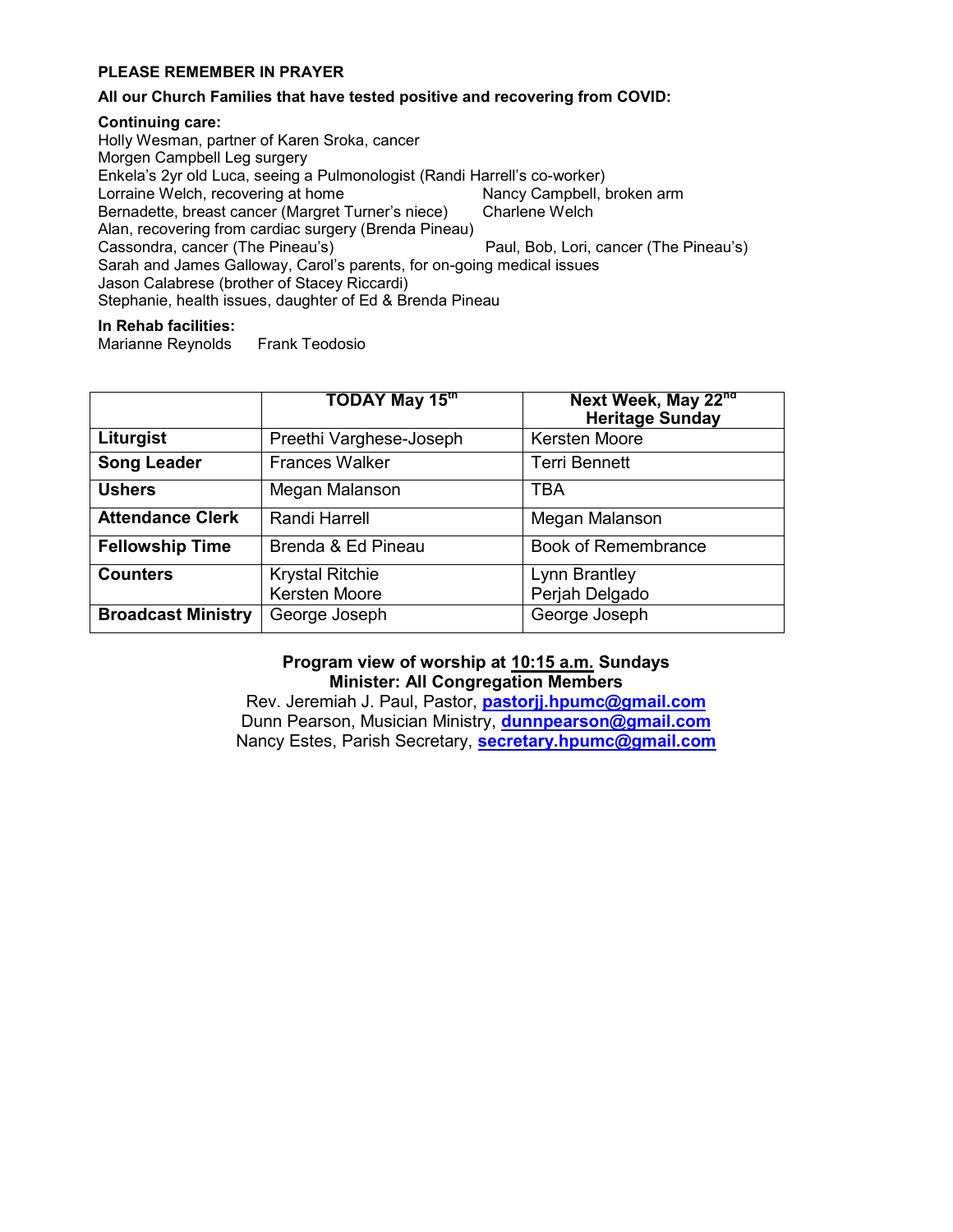**PLEASE REMEMBER IN PRAYER**

**All our Church Families that have tested positive and recovering from COVID:**

**Continuing care:**

Holly Wesman, partner of Karen Sroka, cancer
Morgen Campbell Leg surgery
Enkela's 2yr old Luca, seeing a Pulmonologist (Randi Harrell's co-worker)
Lorraine Welch, recovering at home
Nancy Campbell, broken arm
Bernadette, breast cancer (Margret Turner's niece)
Charlene Welch
Alan, recovering from cardiac surgery (Brenda Pineau)
Cassondra, cancer (The Pineau's)
Paul, Bob, Lori, cancer (The Pineau's)
Sarah and James Galloway, Carol's parents, for on-going medical issues
Jason Calabrese (brother of Stacey Riccardi)
Stephanie, health issues, daughter of Ed & Brenda Pineau

**In Rehab facilities:**

Marianne Reynolds    Frank Teodosio

| | **TODAY May 15th** | **Next Week, May 22nd Heritage Sunday** |
|---|---|---|
| **Liturgist** | Preethi Varghese-Joseph | Kersten Moore |
| **Song Leader** | Frances Walker | Terri Bennett |
| **Ushers** | Megan Malanson | TBA |
| **Attendance Clerk** | Randi Harrell | Megan Malanson |
| **Fellowship Time** | Brenda & Ed Pineau | Book of Remembrance |
| **Counters** | Krystal Ritchie<br>Kersten Moore | Lynn Brantley<br>Perjah Delgado |
| **Broadcast Ministry** | George Joseph | George Joseph |

**Program view of worship at 10:15 a.m. Sundays**
**Minister: All Congregation Members**
Rev. Jeremiah J. Paul, Pastor, **pastorjj.hpumc@gmail.com**
Dunn Pearson, Musician Ministry, **dunnpearson@gmail.com**
Nancy Estes, Parish Secretary, **secretary.hpumc@gmail.com**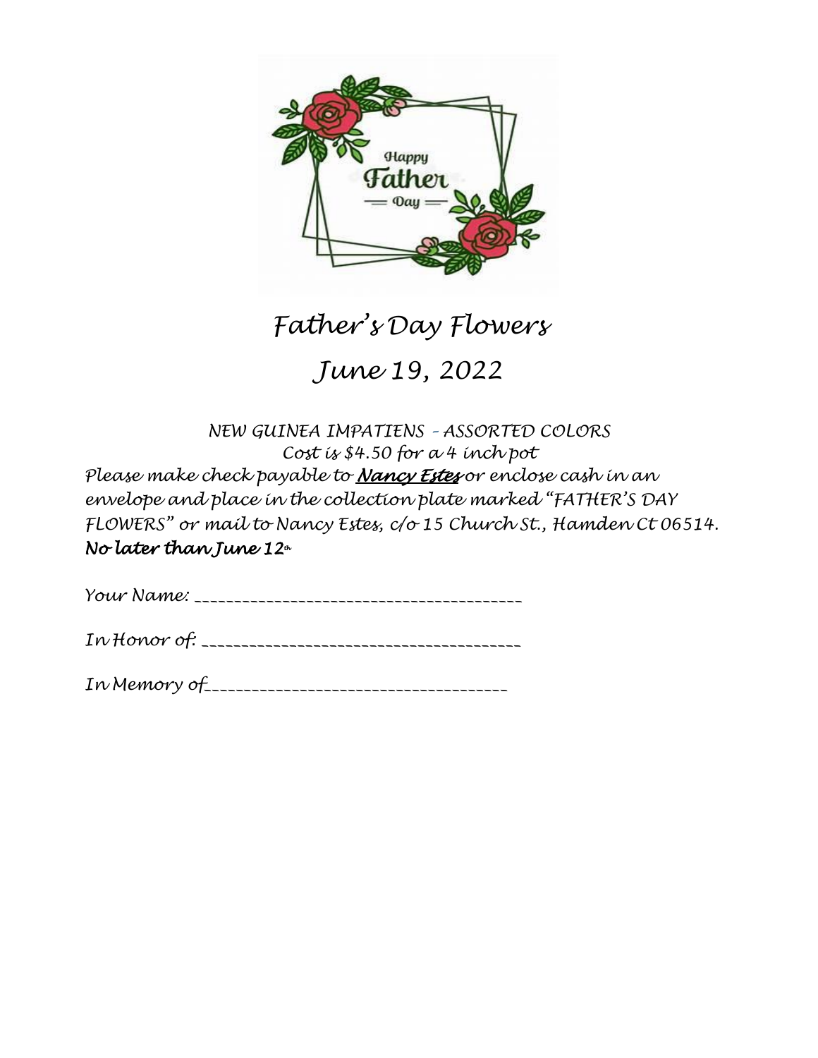# Father's Day Flowers

## June 19, 2022

NEW GUINEA IMPATIENS – ASSORTED COLORS

Cost is $4.50 for a 4 inch pot

Please make check payable to **Nancy Estes** or enclose cash in an envelope and place in the collection plate marked "FATHER'S DAY FLOWERS" or mail to Nancy Estes, c/o 15 Church St., Hamden Ct 06514.

**No later than June 12th**

Your Name: ________________________________________

In Honor of: ________________________________________

In Memory of_____________________________________